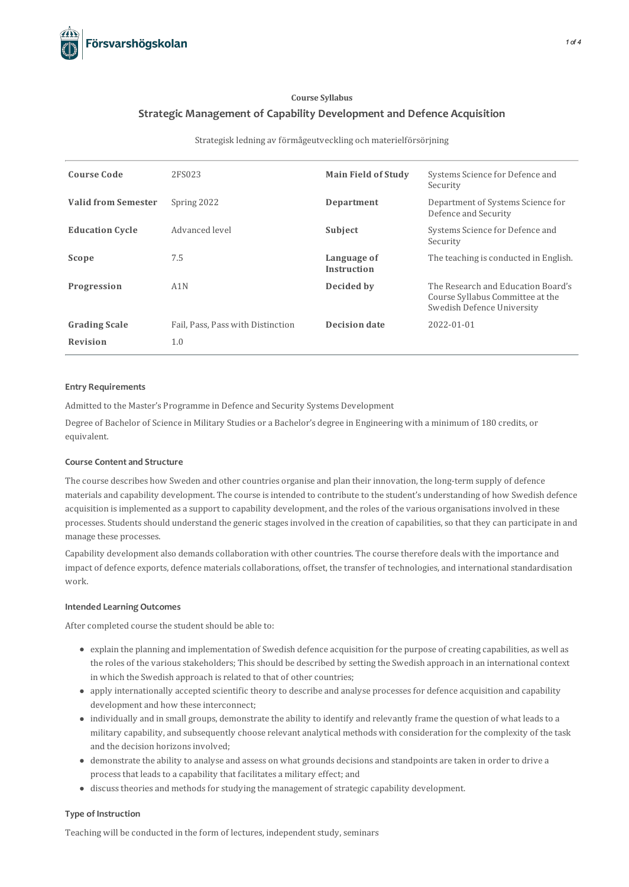Course Syllabus

# Strategic Management of Capability Development and Defence Acquisition

Strategisk ledning av förmågeutveckling och materielförsörjning

| | | | |
|---|---|---|---|
| **Course Code** | 2FS023 | **Main Field of Study** | Systems Science for Defence and Security |
| **Valid from Semester** | Spring 2022 | **Department** | Department of Systems Science for Defence and Security |
| **Education Cycle** | Advanced level | **Subject** | Systems Science for Defence and Security |
| **Scope** | 7.5 | **Language of Instruction** | The teaching is conducted in English. |
| **Progression** | A1N | **Decided by** | The Research and Education Board's Course Syllabus Committee at the Swedish Defence University |
| **Grading Scale** | Fail, Pass, Pass with Distinction | **Decision date** | 2022-01-01 |
| **Revision** | 1.0 | | |

### Entry Requirements

Admitted to the Master's Programme in Defence and Security Systems Development

Degree of Bachelor of Science in Military Studies or a Bachelor's degree in Engineering with a minimum of 180 credits, or equivalent.

### Course Content and Structure

The course describes how Sweden and other countries organise and plan their innovation, the long-term supply of defence materials and capability development. The course is intended to contribute to the student's understanding of how Swedish defence acquisition is implemented as a support to capability development, and the roles of the various organisations involved in these processes. Students should understand the generic stages involved in the creation of capabilities, so that they can participate in and manage these processes.

Capability development also demands collaboration with other countries. The course therefore deals with the importance and impact of defence exports, defence materials collaborations, offset, the transfer of technologies, and international standardisation work.

### Intended Learning Outcomes

After completed course the student should be able to:

- explain the planning and implementation of Swedish defence acquisition for the purpose of creating capabilities, as well as the roles of the various stakeholders; This should be described by setting the Swedish approach in an international context in which the Swedish approach is related to that of other countries;
- apply internationally accepted scientific theory to describe and analyse processes for defence acquisition and capability development and how these interconnect;
- individually and in small groups, demonstrate the ability to identify and relevantly frame the question of what leads to a military capability, and subsequently choose relevant analytical methods with consideration for the complexity of the task and the decision horizons involved;
- demonstrate the ability to analyse and assess on what grounds decisions and standpoints are taken in order to drive a process that leads to a capability that facilitates a military effect; and
- discuss theories and methods for studying the management of strategic capability development.

### Type of Instruction

Teaching will be conducted in the form of lectures, independent study, seminars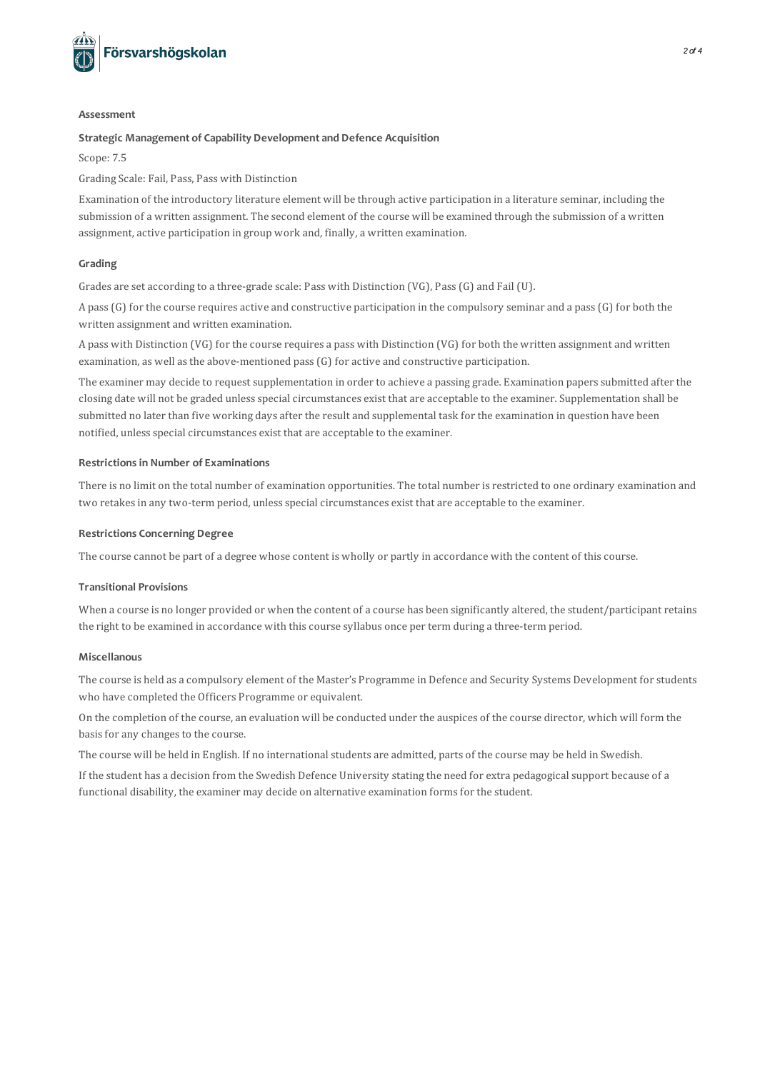## Assessment

**Strategic Management of Capability Development and Defence Acquisition**

Scope: 7.5

Grading Scale: Fail, Pass, Pass with Distinction

Examination of the introductory literature element will be through active participation in a literature seminar, including the submission of a written assignment. The second element of the course will be examined through the submission of a written assignment, active participation in group work and, finally, a written examination.

## Grading

Grades are set according to a three-grade scale: Pass with Distinction (VG), Pass (G) and Fail (U).

A pass (G) for the course requires active and constructive participation in the compulsory seminar and a pass (G) for both the written assignment and written examination.

A pass with Distinction (VG) for the course requires a pass with Distinction (VG) for both the written assignment and written examination, as well as the above-mentioned pass (G) for active and constructive participation.

The examiner may decide to request supplementation in order to achieve a passing grade. Examination papers submitted after the closing date will not be graded unless special circumstances exist that are acceptable to the examiner. Supplementation shall be submitted no later than five working days after the result and supplemental task for the examination in question have been notified, unless special circumstances exist that are acceptable to the examiner.

## Restrictions in Number of Examinations

There is no limit on the total number of examination opportunities. The total number is restricted to one ordinary examination and two retakes in any two-term period, unless special circumstances exist that are acceptable to the examiner.

## Restrictions Concerning Degree

The course cannot be part of a degree whose content is wholly or partly in accordance with the content of this course.

## Transitional Provisions

When a course is no longer provided or when the content of a course has been significantly altered, the student/participant retains the right to be examined in accordance with this course syllabus once per term during a three-term period.

## Miscellanous

The course is held as a compulsory element of the Master's Programme in Defence and Security Systems Development for students who have completed the Officers Programme or equivalent.

On the completion of the course, an evaluation will be conducted under the auspices of the course director, which will form the basis for any changes to the course.

The course will be held in English. If no international students are admitted, parts of the course may be held in Swedish.

If the student has a decision from the Swedish Defence University stating the need for extra pedagogical support because of a functional disability, the examiner may decide on alternative examination forms for the student.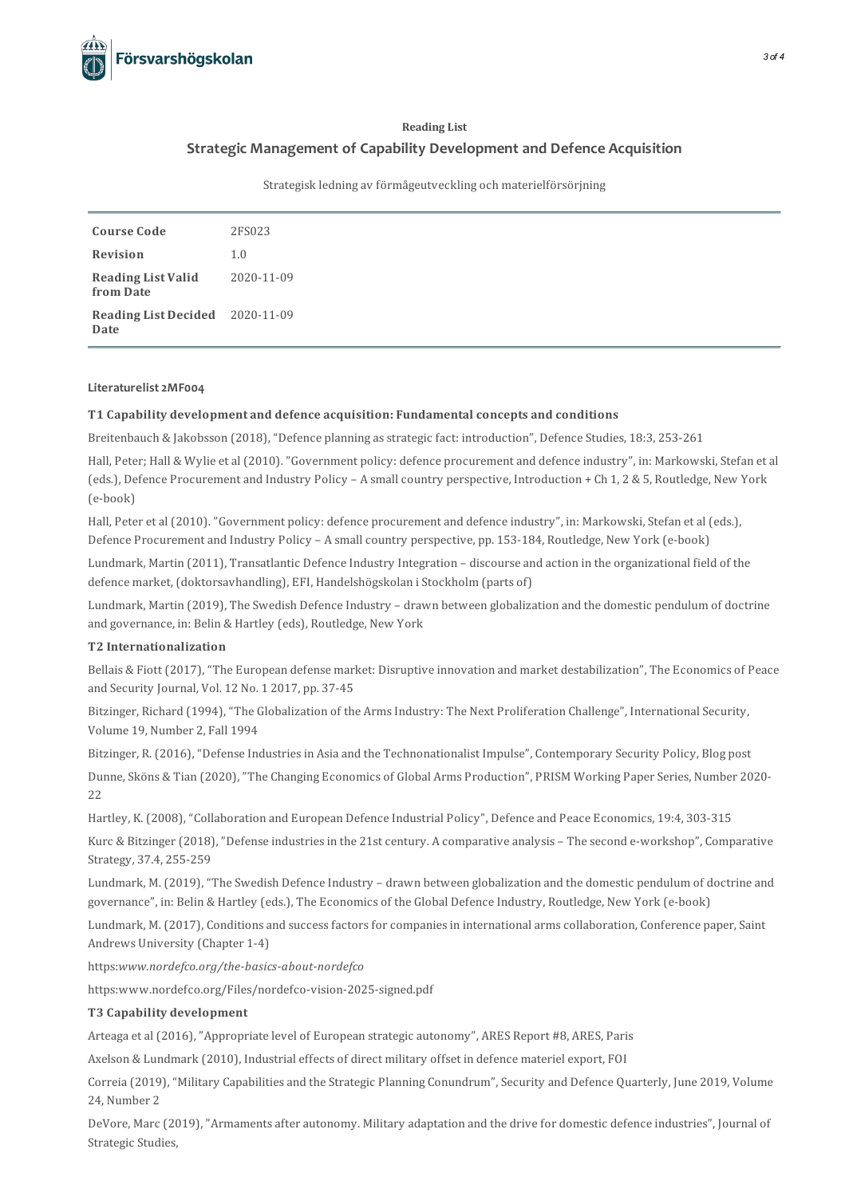**Reading List**

## Strategic Management of Capability Development and Defence Acquisition

Strategisk ledning av förmågeutveckling och materielförsörjning

| | |
|---|---|
| **Course Code** | 2FS023 |
| **Revision** | 1.0 |
| **Reading List Valid from Date** | 2020-11-09 |
| **Reading List Decided Date** | 2020-11-09 |

#### Literaturelist 2MF004

**T1 Capability development and defence acquisition: Fundamental concepts and conditions**

Breitenbauch & Jakobsson (2018), "Defence planning as strategic fact: introduction", Defence Studies, 18:3, 253-261

Hall, Peter; Hall & Wylie et al (2010). "Government policy: defence procurement and defence industry", in: Markowski, Stefan et al (eds.), Defence Procurement and Industry Policy – A small country perspective, Introduction + Ch 1, 2 & 5, Routledge, New York (e-book)

Hall, Peter et al (2010). "Government policy: defence procurement and defence industry", in: Markowski, Stefan et al (eds.), Defence Procurement and Industry Policy – A small country perspective, pp. 153-184, Routledge, New York (e-book)

Lundmark, Martin (2011), Transatlantic Defence Industry Integration – discourse and action in the organizational field of the defence market, (doktorsavhandling), EFI, Handelshögskolan i Stockholm (parts of)

Lundmark, Martin (2019), The Swedish Defence Industry – drawn between globalization and the domestic pendulum of doctrine and governance, in: Belin & Hartley (eds), Routledge, New York

**T2 Internationalization**

Bellais & Fiott (2017), "The European defense market: Disruptive innovation and market destabilization", The Economics of Peace and Security Journal, Vol. 12 No. 1 2017, pp. 37-45

Bitzinger, Richard (1994), "The Globalization of the Arms Industry: The Next Proliferation Challenge", International Security, Volume 19, Number 2, Fall 1994

Bitzinger, R. (2016), "Defense Industries in Asia and the Technonationalist Impulse", Contemporary Security Policy, Blog post

Dunne, Sköns & Tian (2020), "The Changing Economics of Global Arms Production", PRISM Working Paper Series, Number 2020-22

Hartley, K. (2008), "Collaboration and European Defence Industrial Policy", Defence and Peace Economics, 19:4, 303-315

Kurc & Bitzinger (2018), "Defense industries in the 21st century. A comparative analysis – The second e-workshop", Comparative Strategy, 37.4, 255-259

Lundmark, M. (2019), "The Swedish Defence Industry – drawn between globalization and the domestic pendulum of doctrine and governance", in: Belin & Hartley (eds.), The Economics of the Global Defence Industry, Routledge, New York (e-book)

Lundmark, M. (2017), Conditions and success factors for companies in international arms collaboration, Conference paper, Saint Andrews University (Chapter 1-4)

https:*www.nordefco.org/the-basics-about-nordefco*

https:www.nordefco.org/Files/nordefco-vision-2025-signed.pdf

**T3 Capability development**

Arteaga et al (2016), "Appropriate level of European strategic autonomy", ARES Report #8, ARES, Paris

Axelson & Lundmark (2010), Industrial effects of direct military offset in defence materiel export, FOI

Correia (2019), "Military Capabilities and the Strategic Planning Conundrum", Security and Defence Quarterly, June 2019, Volume 24, Number 2

DeVore, Marc (2019), "Armaments after autonomy. Military adaptation and the drive for domestic defence industries", Journal of Strategic Studies,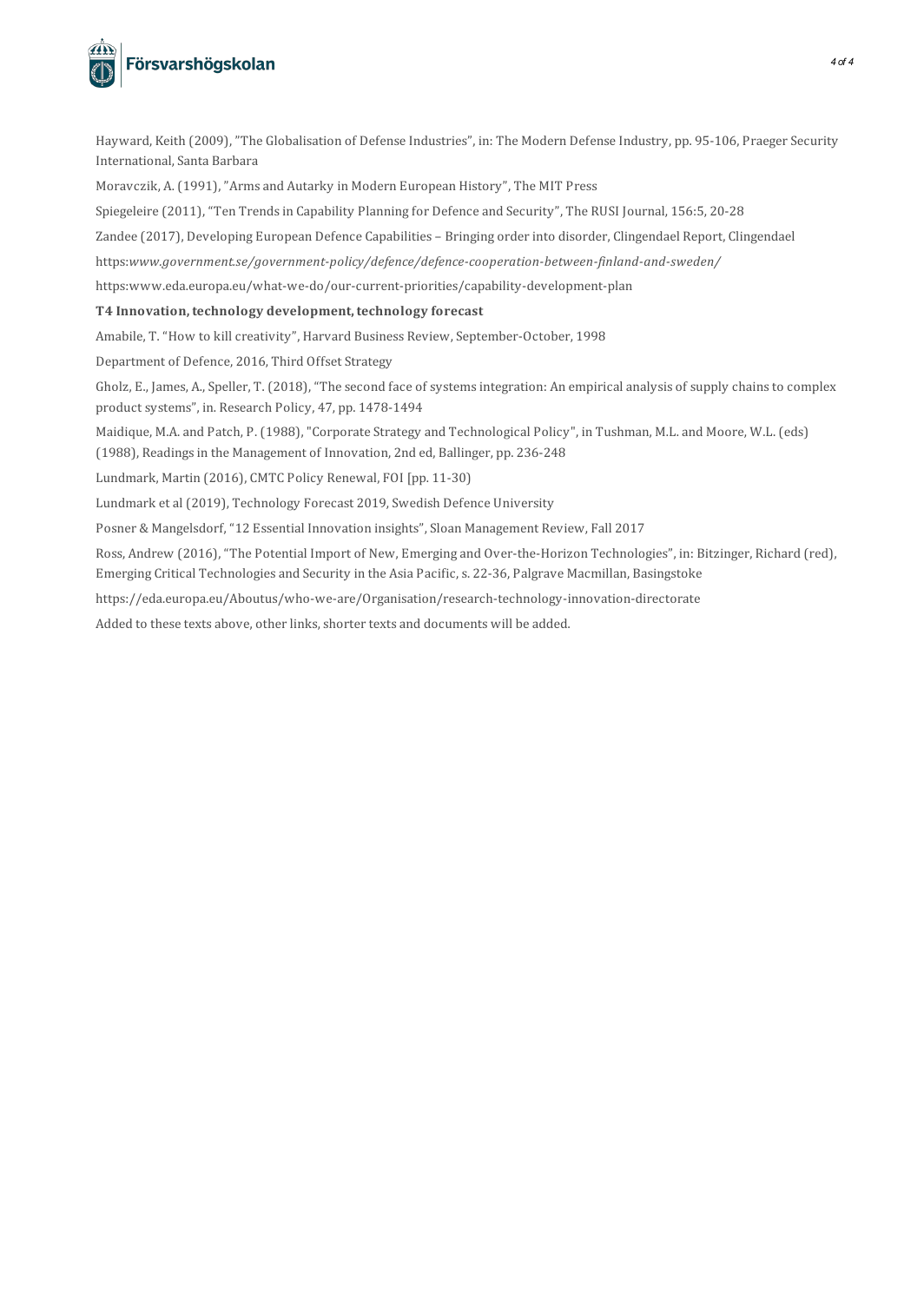Hayward, Keith (2009), "The Globalisation of Defense Industries", in: The Modern Defense Industry, pp. 95-106, Praeger Security International, Santa Barbara

Moravczik, A. (1991), "Arms and Autarky in Modern European History", The MIT Press

Spiegeleire (2011), "Ten Trends in Capability Planning for Defence and Security", The RUSI Journal, 156:5, 20-28

Zandee (2017), Developing European Defence Capabilities – Bringing order into disorder, Clingendael Report, Clingendael

https:*www.government.se/government-policy/defence/defence-cooperation-between-finland-and-sweden/*

https:www.eda.europa.eu/what-we-do/our-current-priorities/capability-development-plan

**T4 Innovation, technology development, technology forecast**

Amabile, T. "How to kill creativity", Harvard Business Review, September-October, 1998

Department of Defence, 2016, Third Offset Strategy

Gholz, E., James, A., Speller, T. (2018), "The second face of systems integration: An empirical analysis of supply chains to complex product systems", in. Research Policy, 47, pp. 1478-1494

Maidique, M.A. and Patch, P. (1988), "Corporate Strategy and Technological Policy", in Tushman, M.L. and Moore, W.L. (eds) (1988), Readings in the Management of Innovation, 2nd ed, Ballinger, pp. 236-248

Lundmark, Martin (2016), CMTC Policy Renewal, FOI [pp. 11-30)

Lundmark et al (2019), Technology Forecast 2019, Swedish Defence University

Posner & Mangelsdorf, "12 Essential Innovation insights", Sloan Management Review, Fall 2017

Ross, Andrew (2016), "The Potential Import of New, Emerging and Over-the-Horizon Technologies", in: Bitzinger, Richard (red), Emerging Critical Technologies and Security in the Asia Pacific, s. 22-36, Palgrave Macmillan, Basingstoke

https://eda.europa.eu/Aboutus/who-we-are/Organisation/research-technology-innovation-directorate

Added to these texts above, other links, shorter texts and documents will be added.